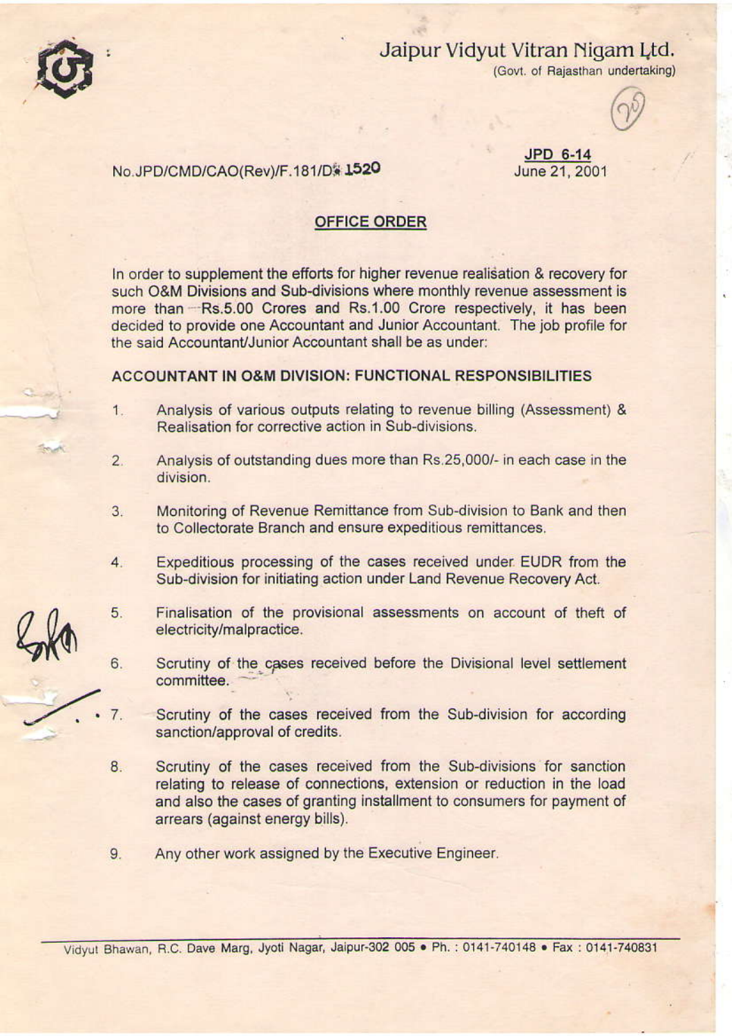Jaipur Vidyut Vitran Nigam Ltd.
(Govt. of Rajasthan undertaking)

No.JPD/CMD/CAO(Rev)/F.181/D.1520

**JPD 6-14**
June 21, 2001

## OFFICE ORDER

In order to supplement the efforts for higher revenue realisation & recovery for such O&M Divisions and Sub-divisions where monthly revenue assessment is more than Rs.5.00 Crores and Rs.1.00 Crore respectively, it has been decided to provide one Accountant and Junior Accountant. The job profile for the said Accountant/Junior Accountant shall be as under:

### ACCOUNTANT IN O&M DIVISION: FUNCTIONAL RESPONSIBILITIES

1. Analysis of various outputs relating to revenue billing (Assessment) & Realisation for corrective action in Sub-divisions.

2. Analysis of outstanding dues more than Rs.25,000/- in each case in the division.

3. Monitoring of Revenue Remittance from Sub-division to Bank and then to Collectorate Branch and ensure expeditious remittances.

4. Expeditious processing of the cases received under EUDR from the Sub-division for initiating action under Land Revenue Recovery Act.

5. Finalisation of the provisional assessments on account of theft of electricity/malpractice.

6. Scrutiny of the cases received before the Divisional level settlement committee.

7. Scrutiny of the cases received from the Sub-division for according sanction/approval of credits.

8. Scrutiny of the cases received from the Sub-divisions for sanction relating to release of connections, extension or reduction in the load and also the cases of granting installment to consumers for payment of arrears (against energy bills).

9. Any other work assigned by the Executive Engineer.

Vidyut Bhawan, R.C. Dave Marg, Jyoti Nagar, Jaipur-302 005 • Ph. : 0141-740148 • Fax : 0141-740831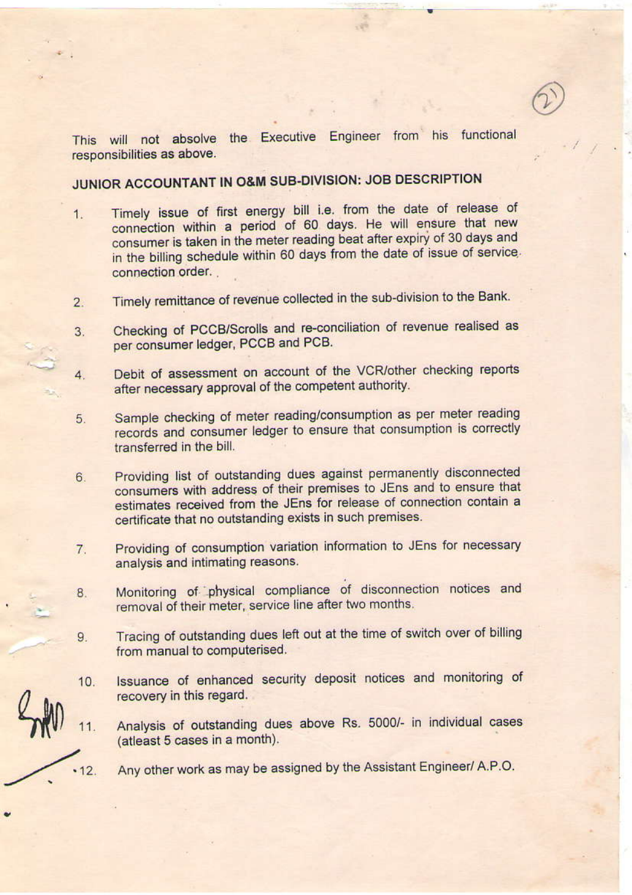This will not absolve the Executive Engineer from his functional responsibilities as above.

## JUNIOR ACCOUNTANT IN O&M SUB-DIVISION: JOB DESCRIPTION

1. Timely issue of first energy bill i.e. from the date of release of connection within a period of 60 days. He will ensure that new consumer is taken in the meter reading beat after expiry of 30 days and in the billing schedule within 60 days from the date of issue of service connection order.

2. Timely remittance of revenue collected in the sub-division to the Bank.

3. Checking of PCCB/Scrolls and re-conciliation of revenue realised as per consumer ledger, PCCB and PCB.

4. Debit of assessment on account of the VCR/other checking reports after necessary approval of the competent authority.

5. Sample checking of meter reading/consumption as per meter reading records and consumer ledger to ensure that consumption is correctly transferred in the bill.

6. Providing list of outstanding dues against permanently disconnected consumers with address of their premises to JEns and to ensure that estimates received from the JEns for release of connection contain a certificate that no outstanding exists in such premises.

7. Providing of consumption variation information to JEns for necessary analysis and intimating reasons.

8. Monitoring of physical compliance of disconnection notices and removal of their meter, service line after two months.

9. Tracing of outstanding dues left out at the time of switch over of billing from manual to computerised.

10. Issuance of enhanced security deposit notices and monitoring of recovery in this regard.

11. Analysis of outstanding dues above Rs. 5000/- in individual cases (atleast 5 cases in a month).

12. Any other work as may be assigned by the Assistant Engineer/ A.P.O.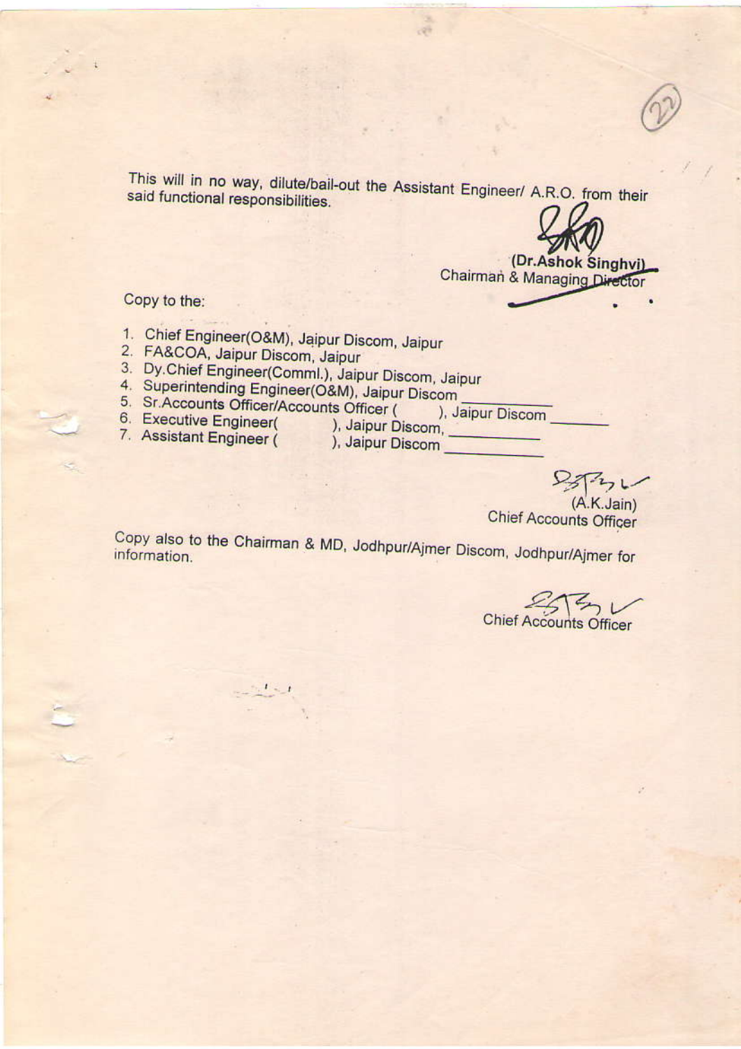This will in no way, dilute/bail-out the Assistant Engineer/ A.R.O. from their said functional responsibilities.

(Dr.Ashok Singhvi)
Chairman & Managing Director

Copy to the:

1. Chief Engineer(O&M), Jaipur Discom, Jaipur
2. FA&COA, Jaipur Discom, Jaipur
3. Dy.Chief Engineer(Comml.), Jaipur Discom, Jaipur
4. Superintending Engineer(O&M), Jaipur Discom ___________
5. Sr.Accounts Officer/Accounts Officer (      ), Jaipur Discom ________
6. Executive Engineer(        ), Jaipur Discom, ___________
7. Assistant Engineer (        ), Jaipur Discom ___________

(A.K.Jain)
Chief Accounts Officer

Copy also to the Chairman & MD, Jodhpur/Ajmer Discom, Jodhpur/Ajmer for information.

Chief Accounts Officer